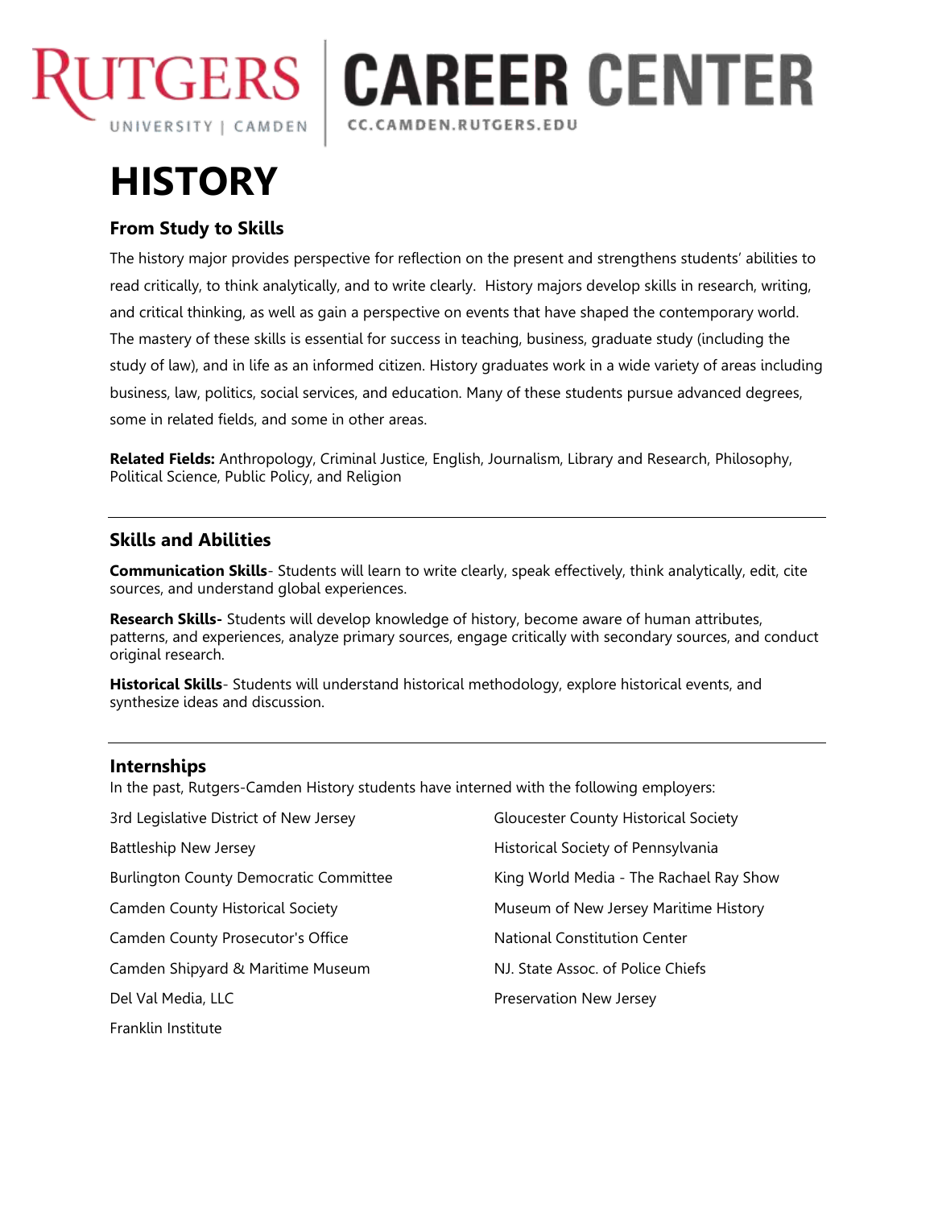RUTGERS UNIVERSITY | CAMDEN | CAREER CENTER CC.CAMDEN.RUTGERS.EDU

# HISTORY

## From Study to Skills

The history major provides perspective for reflection on the present and strengthens students' abilities to read critically, to think analytically, and to write clearly. History majors develop skills in research, writing, and critical thinking, as well as gain a perspective on events that have shaped the contemporary world. The mastery of these skills is essential for success in teaching, business, graduate study (including the study of law), and in life as an informed citizen. History graduates work in a wide variety of areas including business, law, politics, social services, and education. Many of these students pursue advanced degrees, some in related fields, and some in other areas.

**Related Fields:** Anthropology, Criminal Justice, English, Journalism, Library and Research, Philosophy, Political Science, Public Policy, and Religion

---

## Skills and Abilities

**Communication Skills**- Students will learn to write clearly, speak effectively, think analytically, edit, cite sources, and understand global experiences.

**Research Skills-** Students will develop knowledge of history, become aware of human attributes, patterns, and experiences, analyze primary sources, engage critically with secondary sources, and conduct original research.

**Historical Skills**- Students will understand historical methodology, explore historical events, and synthesize ideas and discussion.

---

## Internships

In the past, Rutgers-Camden History students have interned with the following employers:

3rd Legislative District of New Jersey

Battleship New Jersey

Burlington County Democratic Committee

Camden County Historical Society

Camden County Prosecutor's Office

Camden Shipyard & Maritime Museum

Del Val Media, LLC

Franklin Institute

Gloucester County Historical Society

Historical Society of Pennsylvania

King World Media - The Rachael Ray Show

Museum of New Jersey Maritime History

National Constitution Center

NJ. State Assoc. of Police Chiefs

Preservation New Jersey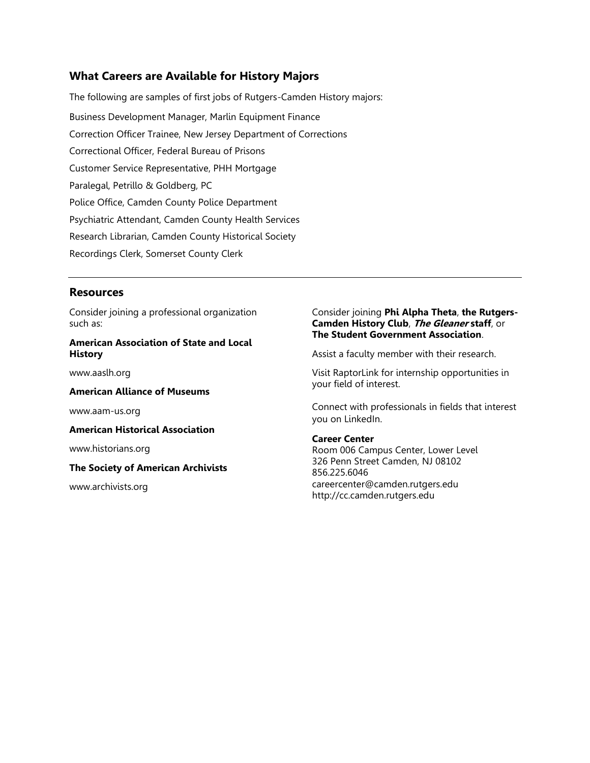## What Careers are Available for History Majors

The following are samples of first jobs of Rutgers-Camden History majors:

Business Development Manager, Marlin Equipment Finance

Correction Officer Trainee, New Jersey Department of Corrections

Correctional Officer, Federal Bureau of Prisons

Customer Service Representative, PHH Mortgage

Paralegal, Petrillo & Goldberg, PC

Police Office, Camden County Police Department

Psychiatric Attendant, Camden County Health Services

Research Librarian, Camden County Historical Society

Recordings Clerk, Somerset County Clerk

---

## Resources

Consider joining a professional organization such as:

**American Association of State and Local History**

www.aaslh.org

**American Alliance of Museums**

www.aam-us.org

**American Historical Association**

www.historians.org

**The Society of American Archivists**

www.archivists.org

Consider joining **Phi Alpha Theta**, **the Rutgers-Camden History Club**, ***The Gleaner*** **staff**, or **The Student Government Association**.

Assist a faculty member with their research.

Visit RaptorLink for internship opportunities in your field of interest.

Connect with professionals in fields that interest you on LinkedIn.

**Career Center**
Room 006 Campus Center, Lower Level
326 Penn Street Camden, NJ 08102
856.225.6046
careercenter@camden.rutgers.edu
http://cc.camden.rutgers.edu